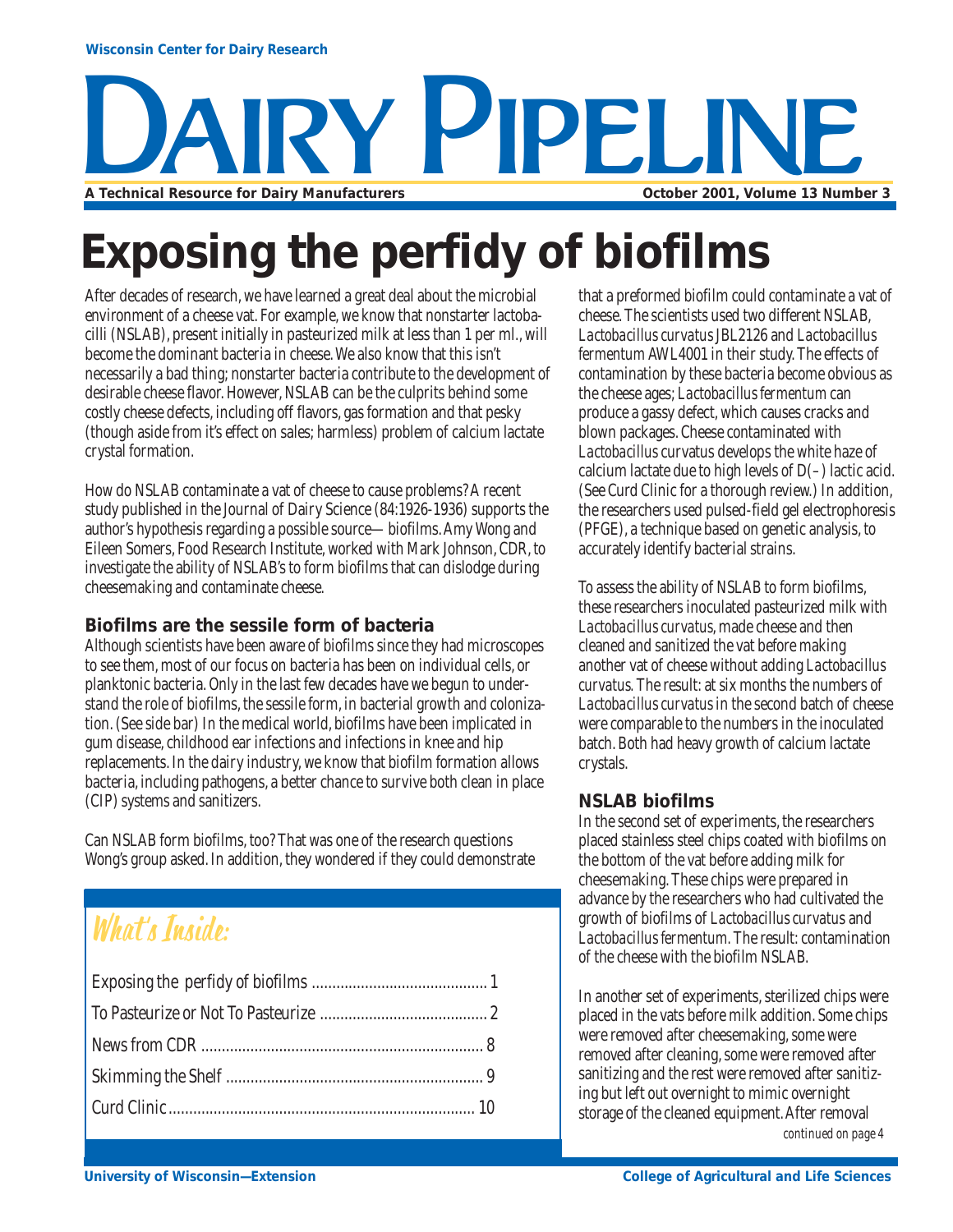Wisconsin Center for Dairy Research

# DAIRY PIPELINE

A Technical Resource for Dairy Manufacturers

October 2001, Volume 13 Number 3

# Exposing the perfidy of biofilms

After decades of research, we have learned a great deal about the microbial environment of a cheese vat. For example, we know that nonstarter lactobacilli (NSLAB), present initially in pasteurized milk at less than 1 per ml., will become the dominant bacteria in cheese. We also know that this isn't necessarily a bad thing; nonstarter bacteria contribute to the development of desirable cheese flavor. However, NSLAB can be the culprits behind some costly cheese defects, including off flavors, gas formation and that pesky (though aside from it's effect on sales; harmless) problem of calcium lactate crystal formation.

How do NSLAB contaminate a vat of cheese to cause problems? A recent study published in the Journal of Dairy Science (84:1926-1936) supports the author's hypothesis regarding a possible source— biofilms. Amy Wong and Eileen Somers, Food Research Institute, worked with Mark Johnson, CDR, to investigate the ability of NSLAB's to form biofilms that can dislodge during cheesemaking and contaminate cheese.

### Biofilms are the sessile form of bacteria

Although scientists have been aware of biofilms since they had microscopes to see them, most of our focus on bacteria has been on individual cells, or planktonic bacteria. Only in the last few decades have we begun to understand the role of biofilms, the sessile form, in bacterial growth and colonization. (See side bar) In the medical world, biofilms have been implicated in gum disease, childhood ear infections and infections in knee and hip replacements. In the dairy industry, we know that biofilm formation allows bacteria, including pathogens, a better chance to survive both clean in place (CIP) systems and sanitizers.

Can NSLAB form biofilms, too? That was one of the research questions Wong's group asked. In addition, they wondered if they could demonstrate that a preformed biofilm could contaminate a vat of cheese. The scientists used two different NSLAB, *Lactobacillus curvatus* JBL2126 and *Lactobacillus fermentum* AWL4001 in their study. The effects of contamination by these bacteria become obvious as the cheese ages; *Lactobacillus fermentum* can produce a gassy defect, which causes cracks and blown packages. Cheese contaminated with *Lactobacillus* curvatus develops the white haze of calcium lactate due to high levels of D(–) lactic acid. (See Curd Clinic for a thorough review.) In addition, the researchers used pulsed-field gel electrophoresis (PFGE), a technique based on genetic analysis, to accurately identify bacterial strains.

To assess the ability of NSLAB to form biofilms, these researchers inoculated pasteurized milk with *Lactobacillus curvatus*, made cheese and then cleaned and sanitized the vat before making another vat of cheese without adding *Lactobacillus curvatus*. The result: at six months the numbers of *Lactobacillus curvatus* in the second batch of cheese were comparable to the numbers in the inoculated batch. Both had heavy growth of calcium lactate crystals.

### NSLAB biofilms

In the second set of experiments, the researchers placed stainless steel chips coated with biofilms on the bottom of the vat before adding milk for cheesemaking. These chips were prepared in advance by the researchers who had cultivated the growth of biofilms of *Lactobacillus curvatus* and *Lactobacillus fermentum*. The result: contamination of the cheese with the biofilm NSLAB.

In another set of experiments, sterilized chips were placed in the vats before milk addition. Some chips were removed after cheesemaking, some were removed after cleaning, some were removed after sanitizing and the rest were removed after sanitizing but left out overnight to mimic overnight storage of the cleaned equipment. After removal

*continued on page 4*

## What's Inside:

- Exposing the perfidy of biofilms ........................................... 1
- To Pasteurize or Not To Pasteurize ......................................... 2
- News from CDR ..................................................................... 8
- Skimming the Shelf ............................................................... 9
- Curd Clinic ........................................................................... 10

University of Wisconsin—Extension

College of Agricultural and Life Sciences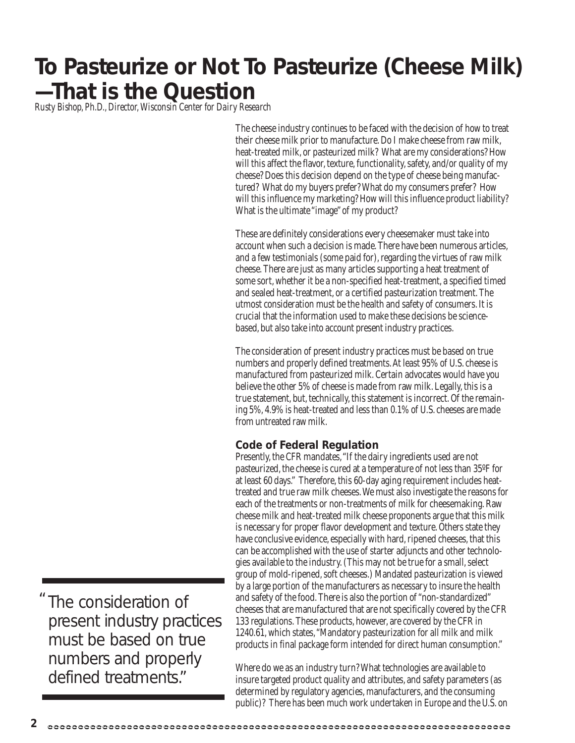# To Pasteurize or Not To Pasteurize (Cheese Milk) —That is the Question

*Rusty Bishop, Ph.D., Director, Wisconsin Center for Dairy Research*

The cheese industry continues to be faced with the decision of how to treat their cheese milk prior to manufacture. Do I make cheese from raw milk, heat-treated milk, or pasteurized milk? What are my considerations? How will this affect the flavor, texture, functionality, safety, and/or quality of my cheese? Does this decision depend on the type of cheese being manufactured? What do my buyers prefer? What do my consumers prefer? How will this influence my marketing? How will this influence product liability? What is the ultimate "image" of my product?

These are definitely considerations every cheesemaker must take into account when such a decision is made. There have been numerous articles, and a few testimonials (some paid for), regarding the virtues of raw milk cheese. There are just as many articles supporting a heat treatment of some sort, whether it be a non-specified heat-treatment, a specified timed and sealed heat-treatment, or a certified pasteurization treatment. The utmost consideration must be the health and safety of consumers. It is crucial that the information used to make these decisions be science-based, but also take into account present industry practices.

The consideration of present industry practices must be based on true numbers and properly defined treatments. At least 95% of U.S. cheese is manufactured from pasteurized milk. Certain advocates would have you believe the other 5% of cheese is made from raw milk. Legally, this is a true statement, but, technically, this statement is incorrect. Of the remaining 5%, 4.9% is heat-treated and less than 0.1% of U.S. cheeses are made from untreated raw milk.

> "The consideration of present industry practices must be based on true numbers and properly defined treatments."

### Code of Federal Regulation

Presently, the CFR mandates, "If the dairy ingredients used are not pasteurized, the cheese is cured at a temperature of not less than 35ºF for at least 60 days." Therefore, this 60-day aging requirement includes heat-treated and true raw milk cheeses. We must also investigate the reasons for each of the treatments or non-treatments of milk for cheesemaking. Raw cheese milk and heat-treated milk cheese proponents argue that this milk is necessary for proper flavor development and texture. Others state they have conclusive evidence, especially with hard, ripened cheeses, that this can be accomplished with the use of starter adjuncts and other technologies available to the industry. (This may not be true for a small, select group of mold-ripened, soft cheeses.) Mandated pasteurization is viewed by a large portion of the manufacturers as necessary to insure the health and safety of the food. There is also the portion of "non-standardized" cheeses that are manufactured that are not specifically covered by the CFR 133 regulations. These products, however, are covered by the CFR in 1240.61, which states, "Mandatory pasteurization for all milk and milk products in final package form intended for direct human consumption."

Where do we as an industry turn? What technologies are available to insure targeted product quality and attributes, and safety parameters (as determined by regulatory agencies, manufacturers, and the consuming public)? There has been much work undertaken in Europe and the U.S. on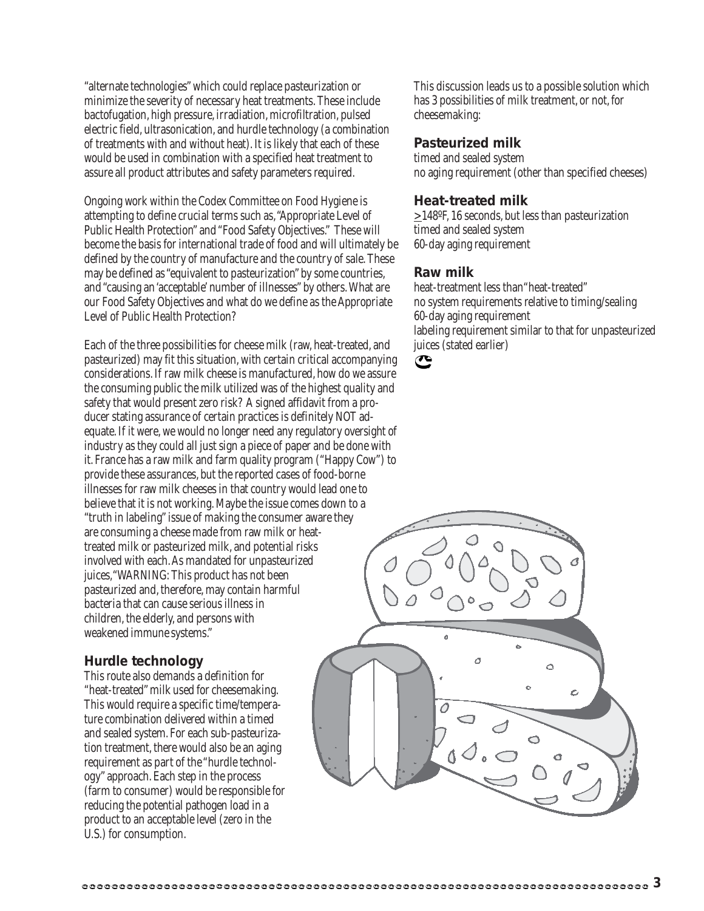"alternate technologies" which could replace pasteurization or minimize the severity of necessary heat treatments. These include bactofugation, high pressure, irradiation, microfiltration, pulsed electric field, ultrasonication, and hurdle technology (a combination of treatments with and without heat). It is likely that each of these would be used in combination with a specified heat treatment to assure all product attributes and safety parameters required.

Ongoing work within the Codex Committee on Food Hygiene is attempting to define crucial terms such as, "Appropriate Level of Public Health Protection" and "Food Safety Objectives." These will become the basis for international trade of food and will ultimately be defined by the country of manufacture and the country of sale. These may be defined as "equivalent to pasteurization" by some countries, and "causing an 'acceptable' number of illnesses" by others. What are our Food Safety Objectives and what do we define as the Appropriate Level of Public Health Protection?

Each of the three possibilities for cheese milk (raw, heat-treated, and pasteurized) may fit this situation, with certain critical accompanying considerations. If raw milk cheese is manufactured, how do we assure the consuming public the milk utilized was of the highest quality and safety that would present zero risk? A signed affidavit from a producer stating assurance of certain practices is definitely NOT adequate. If it were, we would no longer need any regulatory oversight of industry as they could all just sign a piece of paper and be done with it. France has a raw milk and farm quality program ("Happy Cow") to provide these assurances, but the reported cases of food-borne illnesses for raw milk cheeses in that country would lead one to believe that it is not working. Maybe the issue comes down to a "truth in labeling" issue of making the consumer aware they are consuming a cheese made from raw milk or heat-treated milk or pasteurized milk, and potential risks involved with each. As mandated for unpasteurized juices, "WARNING: This product has not been pasteurized and, therefore, may contain harmful bacteria that can cause serious illness in children, the elderly, and persons with weakened immune systems."

## Hurdle technology

This route also demands a definition for "heat-treated" milk used for cheesemaking. This would require a specific time/temperature combination delivered within a timed and sealed system. For each sub-pasteurization treatment, there would also be an aging requirement as part of the "hurdle technology" approach. Each step in the process (farm to consumer) would be responsible for reducing the potential pathogen load in a product to an acceptable level (zero in the U.S.) for consumption.

This discussion leads us to a possible solution which has 3 possibilities of milk treatment, or not, for cheesemaking:

### Pasteurized milk

timed and sealed system
no aging requirement (other than specified cheeses)

### Heat-treated milk

≥148ºF, 16 seconds, but less than pasteurization
timed and sealed system
60-day aging requirement

### Raw milk

heat-treatment less than "heat-treated"
no system requirements relative to timing/sealing
60-day aging requirement
labeling requirement similar to that for unpasteurized juices (stated earlier)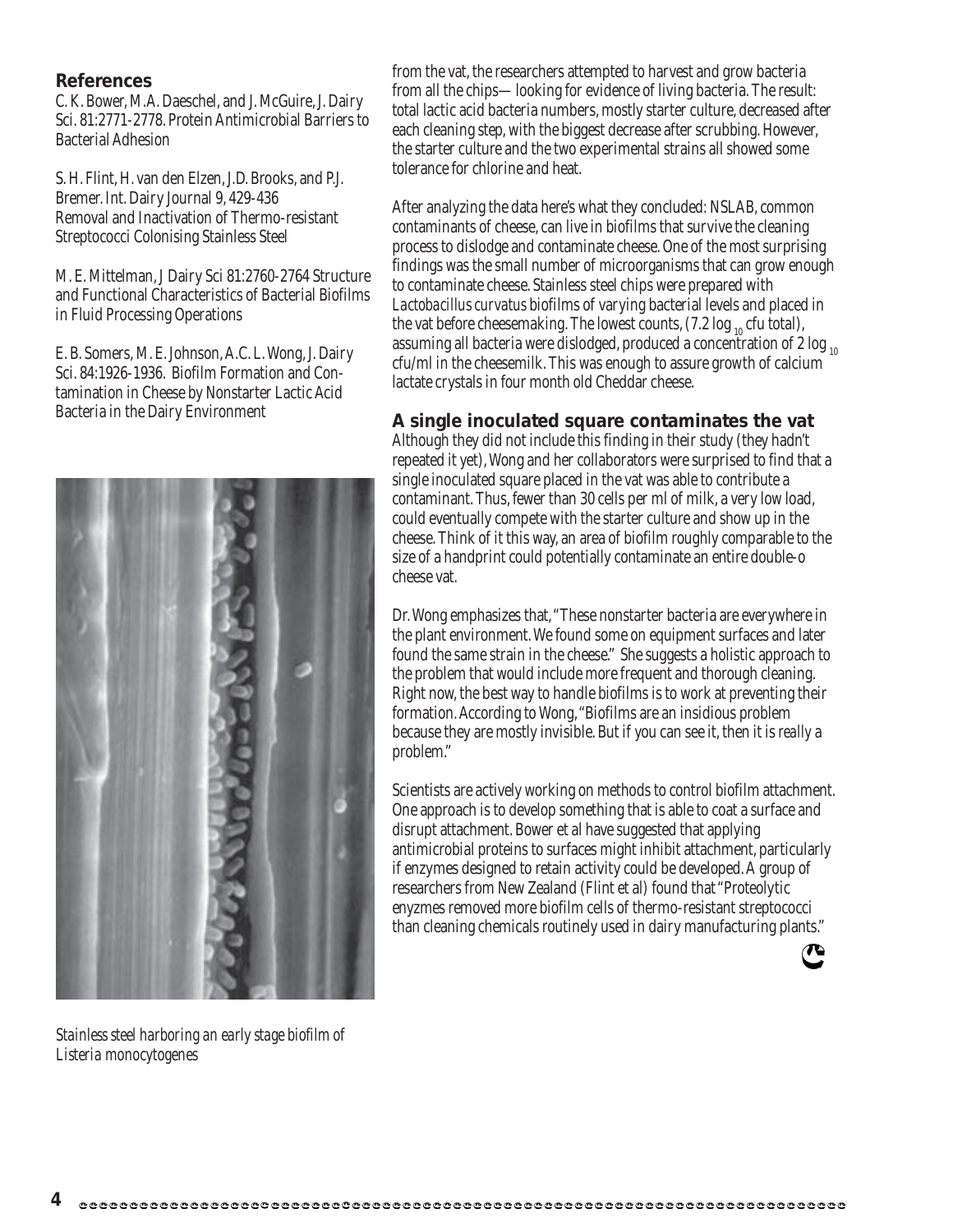## References

C. K. Bower, M.A. Daeschel, and J. McGuire, J. Dairy Sci. 81:2771-2778. Protein Antimicrobial Barriers to Bacterial Adhesion

S. H. Flint, H. van den Elzen, J.D. Brooks, and P.J. Bremer. Int. Dairy Journal 9, 429-436 Removal and Inactivation of Thermo-resistant Streptococci Colonising Stainless Steel

M. E. Mittelman, J Dairy Sci 81:2760-2764 Structure and Functional Characteristics of Bacterial Biofilms in Fluid Processing Operations

E. B. Somers, M. E. Johnson, A.C. L. Wong, J. Dairy Sci. 84:1926-1936. Biofilm Formation and Contamination in Cheese by Nonstarter Lactic Acid Bacteria in the Dairy Environment

*Stainless steel harboring an early stage biofilm of Listeria monocytogenes*

from the vat, the researchers attempted to harvest and grow bacteria from all the chips— looking for evidence of living bacteria. The result: total lactic acid bacteria numbers, mostly starter culture, decreased after each cleaning step, with the biggest decrease after scrubbing. However, the starter culture and the two experimental strains all showed some tolerance for chlorine and heat.

After analyzing the data here's what they concluded: NSLAB, common contaminants of cheese, can live in biofilms that survive the cleaning process to dislodge and contaminate cheese. One of the most surprising findings was the small number of microorganisms that can grow enough to contaminate cheese. Stainless steel chips were prepared with *Lactobacillus curvatus* biofilms of varying bacterial levels and placed in the vat before cheesemaking. The lowest counts, (7.2 $\log_{10}$ cfu total), assuming all bacteria were dislodged, produced a concentration of 2 $\log_{10}$ cfu/ml in the cheesemilk. This was enough to assure growth of calcium lactate crystals in four month old Cheddar cheese.

### A single inoculated square contaminates the vat

Although they did not include this finding in their study (they hadn't repeated it yet), Wong and her collaborators were surprised to find that a single inoculated square placed in the vat was able to contribute a contaminant. Thus, fewer than 30 cells per ml of milk, a very low load, could eventually compete with the starter culture and show up in the cheese. Think of it this way, an area of biofilm roughly comparable to the size of a handprint could potentially contaminate an entire double-o cheese vat.

Dr. Wong emphasizes that, "These nonstarter bacteria are everywhere in the plant environment. We found some on equipment surfaces and later found the same strain in the cheese." She suggests a holistic approach to the problem that would include more frequent and thorough cleaning. Right now, the best way to handle biofilms is to work at preventing their formation. According to Wong, "Biofilms are an insidious problem because they are mostly invisible. But if you can see it, then it is really a problem."

Scientists are actively working on methods to control biofilm attachment. One approach is to develop something that is able to coat a surface and disrupt attachment. Bower et al have suggested that applying antimicrobial proteins to surfaces might inhibit attachment, particularly if enzymes designed to retain activity could be developed. A group of researchers from New Zealand (Flint et al) found that "Proteolytic enyzmes removed more biofilm cells of thermo-resistant streptococci than cleaning chemicals routinely used in dairy manufacturing plants."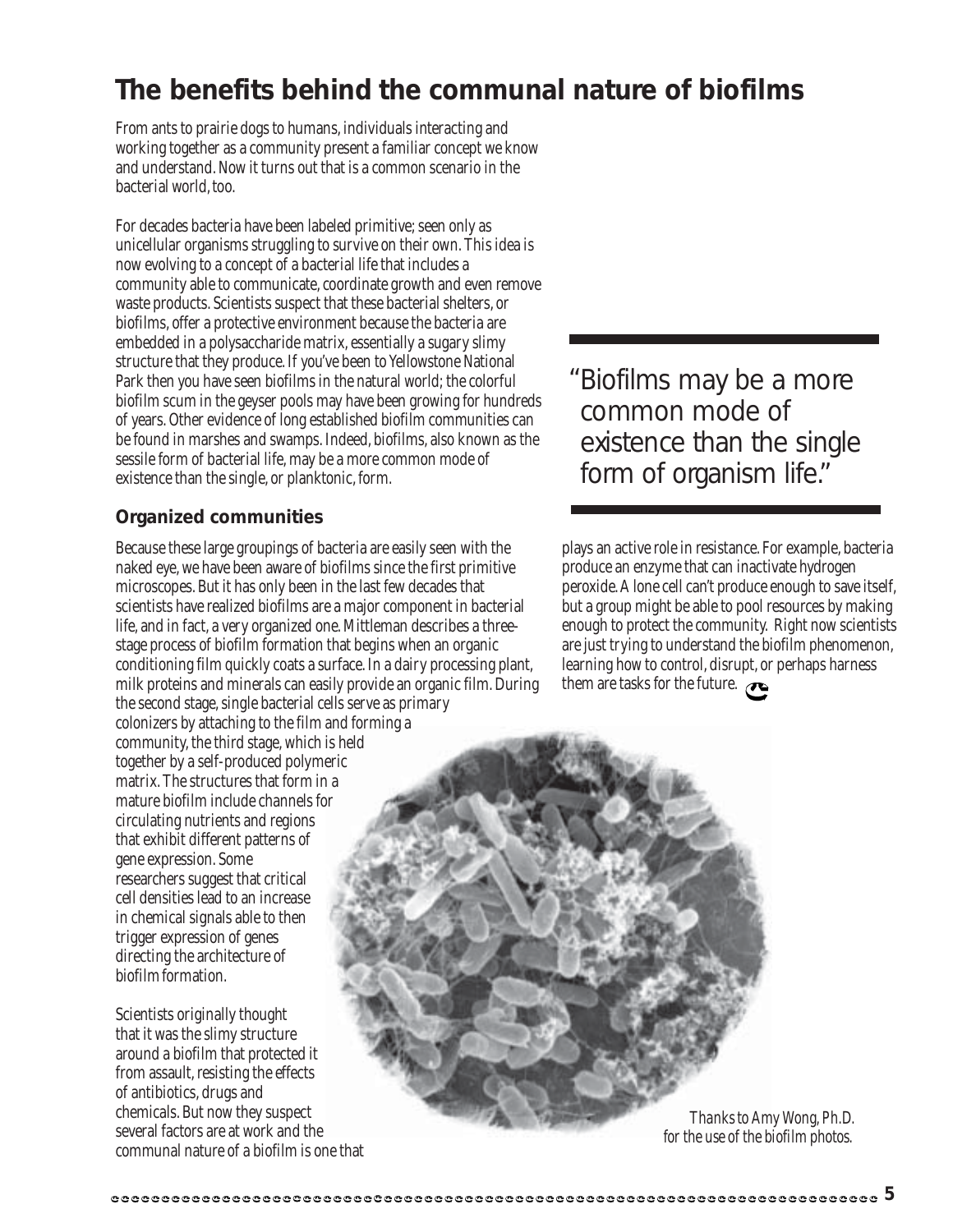# The benefits behind the communal nature of biofilms

From ants to prairie dogs to humans, individuals interacting and working together as a community present a familiar concept we know and understand. Now it turns out that is a common scenario in the bacterial world, too.

For decades bacteria have been labeled primitive; seen only as unicellular organisms struggling to survive on their own. This idea is now evolving to a concept of a bacterial life that includes a community able to communicate, coordinate growth and even remove waste products. Scientists suspect that these bacterial shelters, or biofilms, offer a protective environment because the bacteria are embedded in a polysaccharide matrix, essentially a sugary slimy structure that they produce. If you've been to Yellowstone National Park then you have seen biofilms in the natural world; the colorful biofilm scum in the geyser pools may have been growing for hundreds of years. Other evidence of long established biofilm communities can be found in marshes and swamps. Indeed, biofilms, also known as the sessile form of bacterial life, may be a more common mode of existence than the single, or planktonic, form.

> "Biofilms may be a more common mode of existence than the single form of organism life."

## Organized communities

Because these large groupings of bacteria are easily seen with the naked eye, we have been aware of biofilms since the first primitive microscopes. But it has only been in the last few decades that scientists have realized biofilms are a major component in bacterial life, and in fact, a very organized one. Mittleman describes a three-stage process of biofilm formation that begins when an organic conditioning film quickly coats a surface. In a dairy processing plant, milk proteins and minerals can easily provide an organic film. During the second stage, single bacterial cells serve as primary colonizers by attaching to the film and forming a community, the third stage, which is held together by a self-produced polymeric matrix. The structures that form in a mature biofilm include channels for circulating nutrients and regions that exhibit different patterns of gene expression. Some researchers suggest that critical cell densities lead to an increase in chemical signals able to then trigger expression of genes directing the architecture of biofilm formation.

Scientists originally thought that it was the slimy structure around a biofilm that protected it from assault, resisting the effects of antibiotics, drugs and chemicals. But now they suspect several factors are at work and the communal nature of a biofilm is one that plays an active role in resistance. For example, bacteria produce an enzyme that can inactivate hydrogen peroxide. A lone cell can't produce enough to save itself, but a group might be able to pool resources by making enough to protect the community. Right now scientists are just trying to understand the biofilm phenomenon, learning how to control, disrupt, or perhaps harness them are tasks for the future.

*Thanks to Amy Wong, Ph.D. for the use of the biofilm photos.*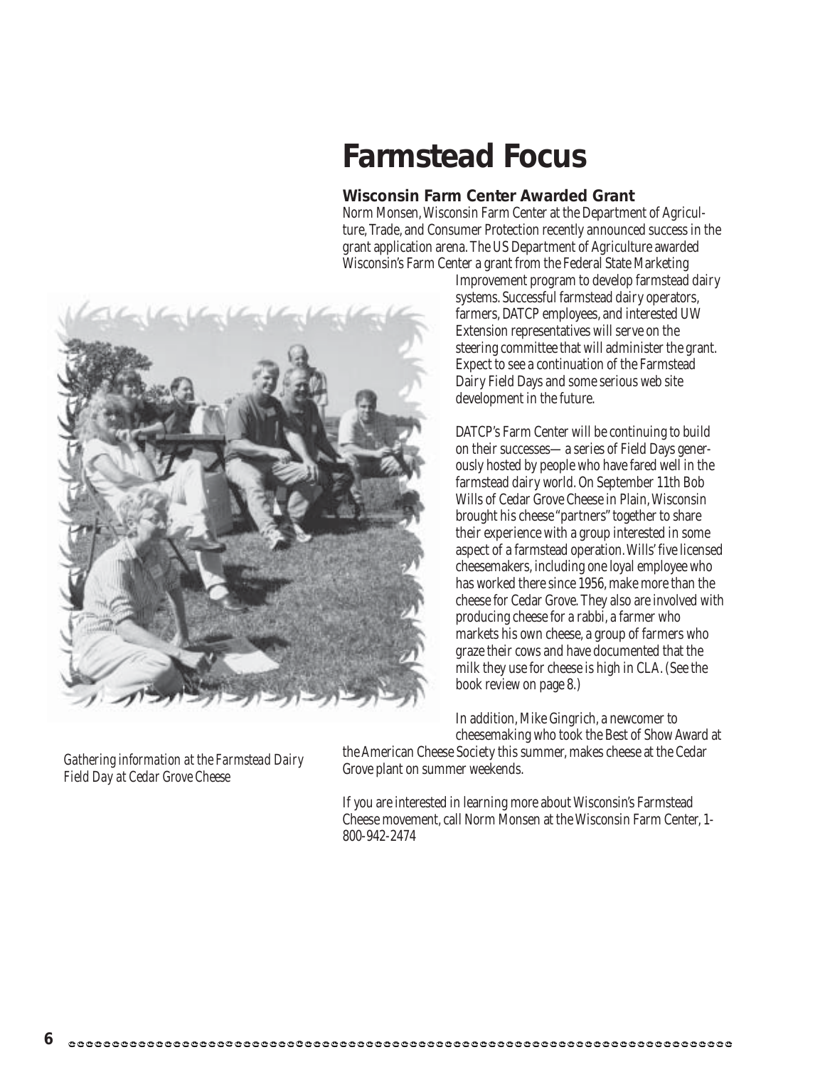# Farmstead Focus

### Wisconsin Farm Center Awarded Grant

Norm Monsen, Wisconsin Farm Center at the Department of Agriculture, Trade, and Consumer Protection recently announced success in the grant application arena. The US Department of Agriculture awarded Wisconsin's Farm Center a grant from the Federal State Marketing Improvement program to develop farmstead dairy systems. Successful farmstead dairy operators, farmers, DATCP employees, and interested UW Extension representatives will serve on the steering committee that will administer the grant. Expect to see a continuation of the Farmstead Dairy Field Days and some serious web site development in the future.

DATCP's Farm Center will be continuing to build on their successes— a series of Field Days generously hosted by people who have fared well in the farmstead dairy world. On September 11th Bob Wills of Cedar Grove Cheese in Plain, Wisconsin brought his cheese "partners" together to share their experience with a group interested in some aspect of a farmstead operation. Wills' five licensed cheesemakers, including one loyal employee who has worked there since 1956, make more than the cheese for Cedar Grove. They also are involved with producing cheese for a rabbi, a farmer who markets his own cheese, a group of farmers who graze their cows and have documented that the milk they use for cheese is high in CLA. (See the book review on page 8.)

In addition, Mike Gingrich, a newcomer to cheesemaking who took the Best of Show Award at the American Cheese Society this summer, makes cheese at the Cedar Grove plant on summer weekends.

If you are interested in learning more about Wisconsin's Farmstead Cheese movement, call Norm Monsen at the Wisconsin Farm Center, 1-800-942-2474

*Gathering information at the Farmstead Dairy Field Day at Cedar Grove Cheese*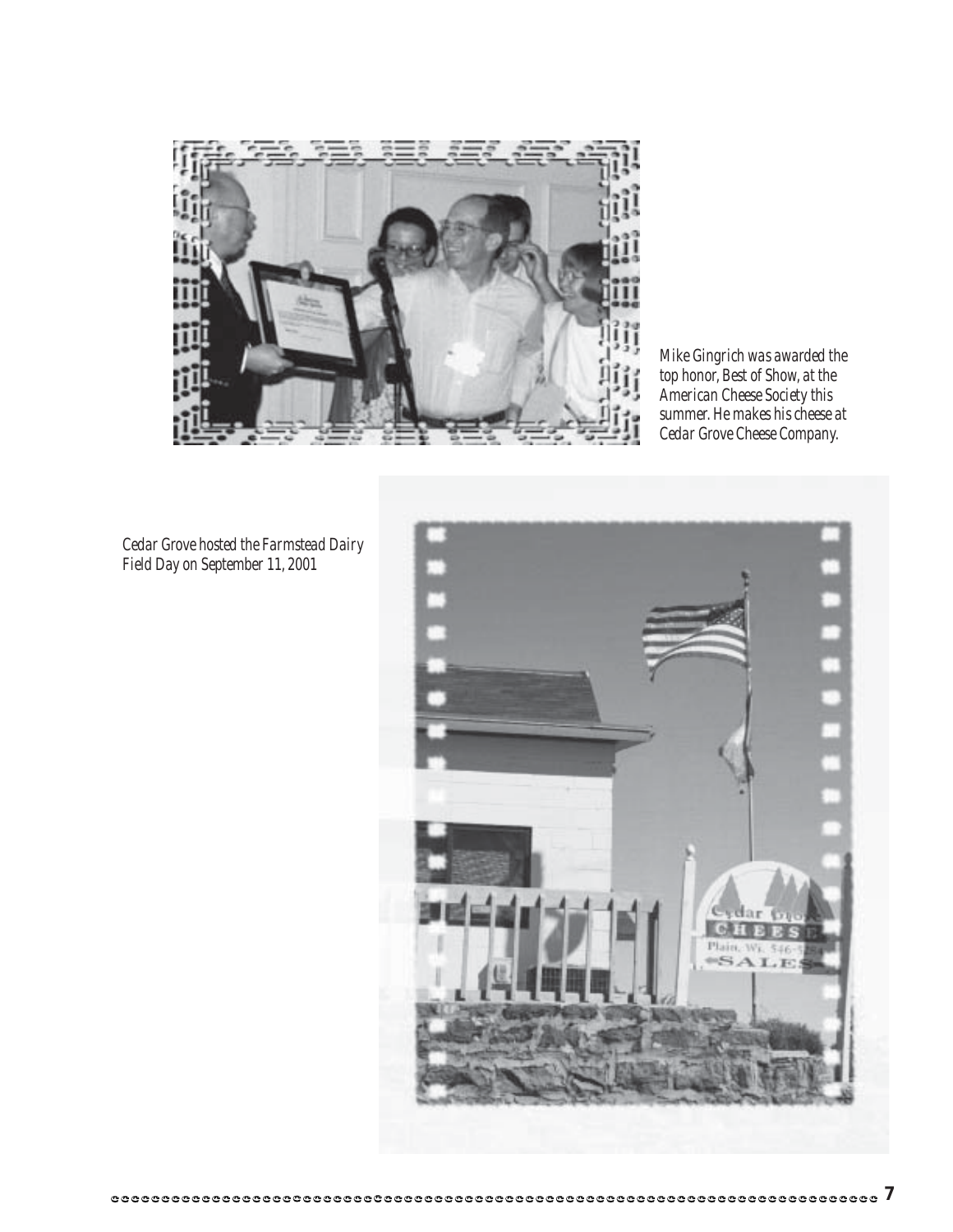*Mike Gingrich was awarded the top honor, Best of Show, at the American Cheese Society this summer. He makes his cheese at Cedar Grove Cheese Company.*

*Cedar Grove hosted the Farmstead Dairy Field Day on September 11, 2001*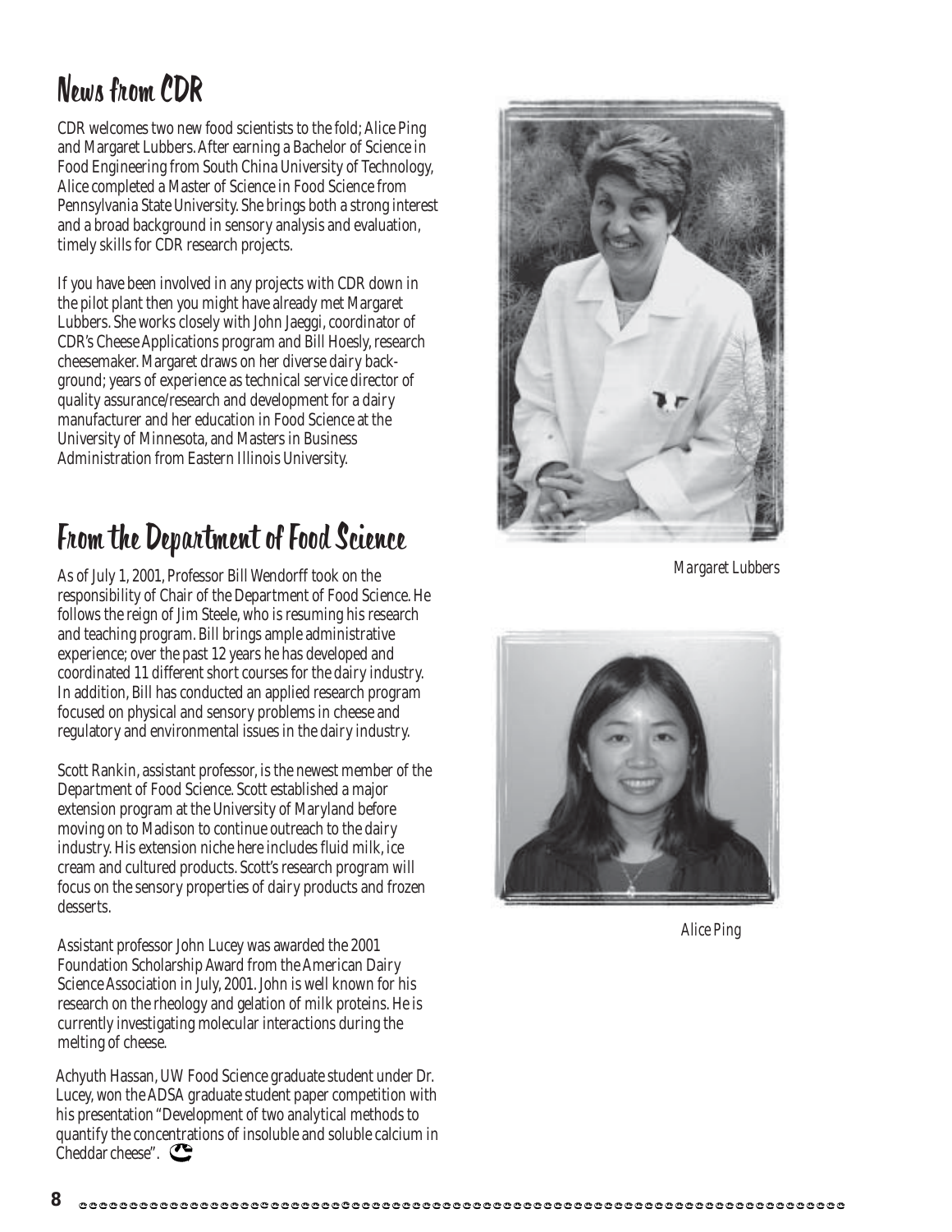## News from CDR

CDR welcomes two new food scientists to the fold; Alice Ping and Margaret Lubbers. After earning a Bachelor of Science in Food Engineering from South China University of Technology, Alice completed a Master of Science in Food Science from Pennsylvania State University. She brings both a strong interest and a broad background in sensory analysis and evaluation, timely skills for CDR research projects.

If you have been involved in any projects with CDR down in the pilot plant then you might have already met Margaret Lubbers. She works closely with John Jaeggi, coordinator of CDR's Cheese Applications program and Bill Hoesly, research cheesemaker. Margaret draws on her diverse dairy background; years of experience as technical service director of quality assurance/research and development for a dairy manufacturer and her education in Food Science at the University of Minnesota, and Masters in Business Administration from Eastern Illinois University.

*Margaret Lubbers*

*Alice Ping*

## From the Department of Food Science

As of July 1, 2001, Professor Bill Wendorff took on the responsibility of Chair of the Department of Food Science. He follows the reign of Jim Steele, who is resuming his research and teaching program. Bill brings ample administrative experience; over the past 12 years he has developed and coordinated 11 different short courses for the dairy industry. In addition, Bill has conducted an applied research program focused on physical and sensory problems in cheese and regulatory and environmental issues in the dairy industry.

Scott Rankin, assistant professor, is the newest member of the Department of Food Science. Scott established a major extension program at the University of Maryland before moving on to Madison to continue outreach to the dairy industry. His extension niche here includes fluid milk, ice cream and cultured products. Scott's research program will focus on the sensory properties of dairy products and frozen desserts.

Assistant professor John Lucey was awarded the 2001 Foundation Scholarship Award from the American Dairy Science Association in July, 2001. John is well known for his research on the rheology and gelation of milk proteins. He is currently investigating molecular interactions during the melting of cheese.

Achyuth Hassan, UW Food Science graduate student under Dr. Lucey, won the ADSA graduate student paper competition with his presentation "Development of two analytical methods to quantify the concentrations of insoluble and soluble calcium in Cheddar cheese".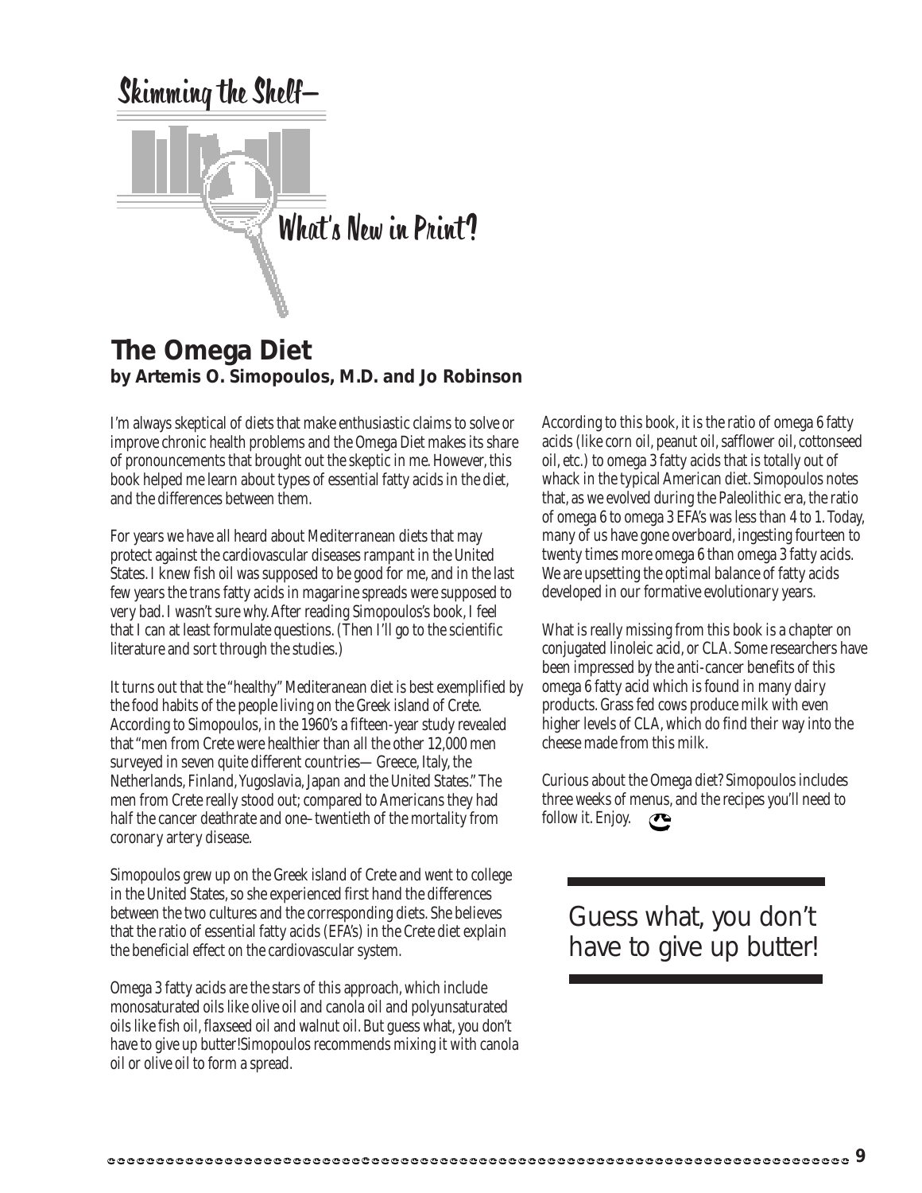# Skimming the Shelf–

## What's New in Print?

## The Omega Diet

**by Artemis O. Simopoulos, M.D. and Jo Robinson**

I'm always skeptical of diets that make enthusiastic claims to solve or improve chronic health problems and the Omega Diet makes its share of pronouncements that brought out the skeptic in me. However, this book helped me learn about types of essential fatty acids in the diet, and the differences between them.

For years we have all heard about Mediterranean diets that may protect against the cardiovascular diseases rampant in the United States. I knew fish oil was supposed to be good for me, and in the last few years the trans fatty acids in magarine spreads were supposed to very bad. I wasn't sure why. After reading Simopoulos's book, I feel that I can at least formulate questions. (Then I'll go to the scientific literature and sort through the studies.)

It turns out that the "healthy" Mediteranean diet is best exemplified by the food habits of the people living on the Greek island of Crete. According to Simopoulos, in the 1960's a fifteen-year study revealed that "men from Crete were healthier than all the other 12,000 men surveyed in seven quite different countries— Greece, Italy, the Netherlands, Finland, Yugoslavia, Japan and the United States." The men from Crete really stood out; compared to Americans they had half the cancer deathrate and one–twentieth of the mortality from coronary artery disease.

Simopoulos grew up on the Greek island of Crete and went to college in the United States, so she experienced first hand the differences between the two cultures and the corresponding diets. She believes that the ratio of essential fatty acids (EFA's) in the Crete diet explain the beneficial effect on the cardiovascular system.

Omega 3 fatty acids are the stars of this approach, which include monosaturated oils like olive oil and canola oil and polyunsaturated oils like fish oil, flaxseed oil and walnut oil. But guess what, you don't have to give up butter!Simopoulos recommends mixing it with canola oil or olive oil to form a spread.

According to this book, it is the ratio of omega 6 fatty acids (like corn oil, peanut oil, safflower oil, cottonseed oil, etc.) to omega 3 fatty acids that is totally out of whack in the typical American diet. Simopoulos notes that, as we evolved during the Paleolithic era, the ratio of omega 6 to omega 3 EFA's was less than 4 to 1. Today, many of us have gone overboard, ingesting fourteen to twenty times more omega 6 than omega 3 fatty acids. We are upsetting the optimal balance of fatty acids developed in our formative evolutionary years.

What is really missing from this book is a chapter on conjugated linoleic acid, or CLA. Some researchers have been impressed by the anti-cancer benefits of this omega 6 fatty acid which is found in many dairy products. Grass fed cows produce milk with even higher levels of CLA, which do find their way into the cheese made from this milk.

Curious about the Omega diet? Simopoulos includes three weeks of menus, and the recipes you'll need to follow it. Enjoy.

> Guess what, you don't have to give up butter!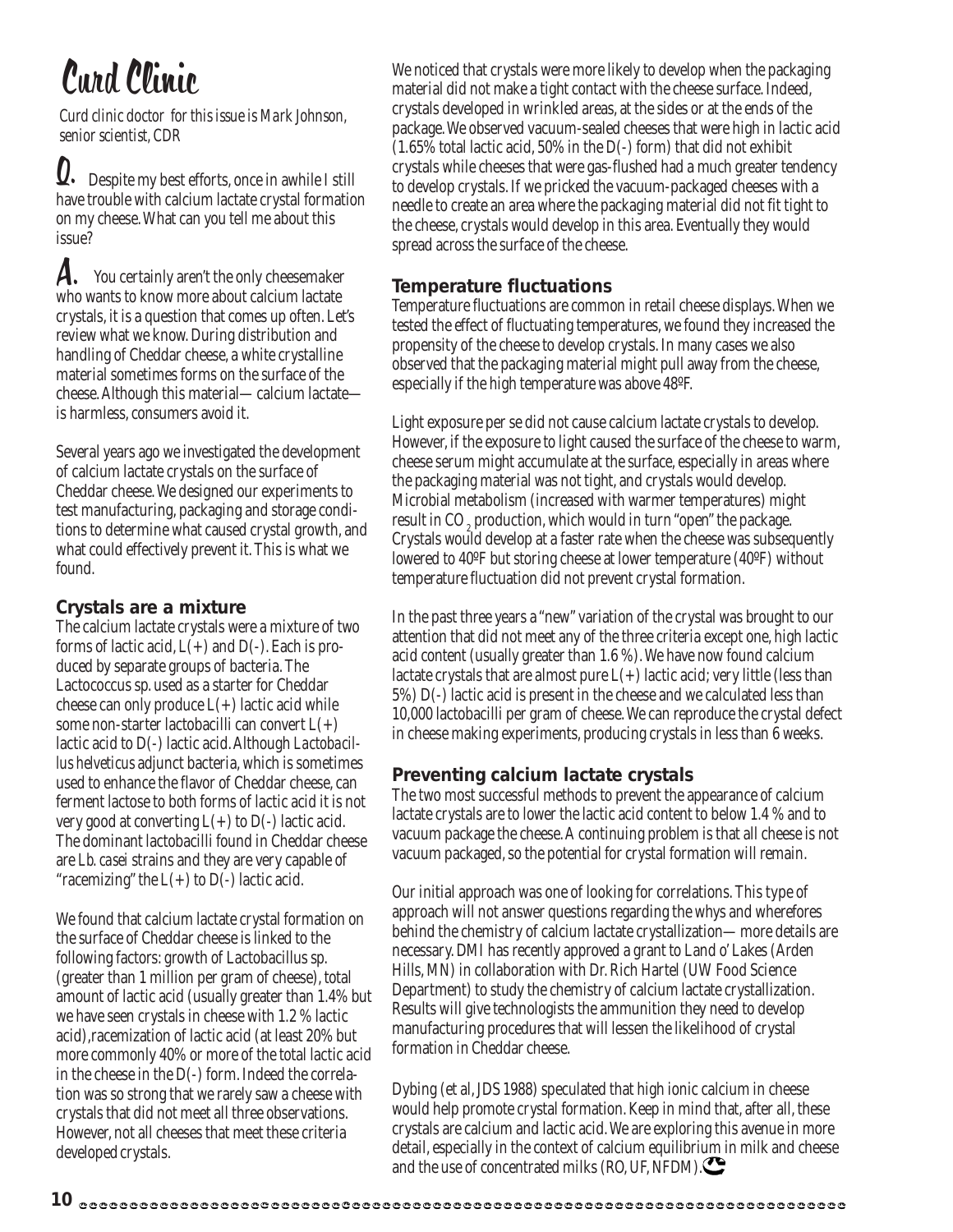# Curd Clinic

*Curd clinic doctor for this issue is Mark Johnson, senior scientist, CDR*

**Q.** Despite my best efforts, once in awhile I still have trouble with calcium lactate crystal formation on my cheese. What can you tell me about this issue?

**A.** You certainly aren't the only cheesemaker who wants to know more about calcium lactate crystals, it is a question that comes up often. Let's review what we know. During distribution and handling of Cheddar cheese, a white crystalline material sometimes forms on the surface of the cheese. Although this material— calcium lactate— is harmless, consumers avoid it.

Several years ago we investigated the development of calcium lactate crystals on the surface of Cheddar cheese. We designed our experiments to test manufacturing, packaging and storage conditions to determine what caused crystal growth, and what could effectively prevent it. This is what we found.

### Crystals are a mixture

The calcium lactate crystals were a mixture of two forms of lactic acid, L(+) and D(-). Each is produced by separate groups of bacteria. The Lactococcus sp. used as a starter for Cheddar cheese can only produce L(+) lactic acid while some non-starter lactobacilli can convert L(+) lactic acid to D(-) lactic acid. Although *Lactobacillus helveticus* adjunct bacteria, which is sometimes used to enhance the flavor of Cheddar cheese, can ferment lactose to both forms of lactic acid it is not very good at converting L(+) to D(-) lactic acid. The dominant lactobacilli found in Cheddar cheese are *Lb. casei* strains and they are very capable of "racemizing" the L(+) to D(-) lactic acid.

We found that calcium lactate crystal formation on the surface of Cheddar cheese is linked to the following factors: growth of Lactobacillus sp. (greater than 1 million per gram of cheese), total amount of lactic acid (usually greater than 1.4% but we have seen crystals in cheese with 1.2 % lactic acid),racemization of lactic acid (at least 20% but more commonly 40% or more of the total lactic acid in the cheese in the D(-) form. Indeed the correlation was so strong that we rarely saw a cheese with crystals that did not meet all three observations. However, not all cheeses that meet these criteria developed crystals.

We noticed that crystals were more likely to develop when the packaging material did not make a tight contact with the cheese surface. Indeed, crystals developed in wrinkled areas, at the sides or at the ends of the package. We observed vacuum-sealed cheeses that were high in lactic acid (1.65% total lactic acid, 50% in the D(-) form) that did not exhibit crystals while cheeses that were gas-flushed had a much greater tendency to develop crystals. If we pricked the vacuum-packaged cheeses with a needle to create an area where the packaging material did not fit tight to the cheese, crystals would develop in this area. Eventually they would spread across the surface of the cheese.

### Temperature fluctuations

Temperature fluctuations are common in retail cheese displays. When we tested the effect of fluctuating temperatures, we found they increased the propensity of the cheese to develop crystals. In many cases we also observed that the packaging material might pull away from the cheese, especially if the high temperature was above 48ºF.

Light exposure per se did not cause calcium lactate crystals to develop. However, if the exposure to light caused the surface of the cheese to warm, cheese serum might accumulate at the surface, especially in areas where the packaging material was not tight, and crystals would develop. Microbial metabolism (increased with warmer temperatures) might result in $CO_2$ production, which would in turn "open" the package. Crystals would develop at a faster rate when the cheese was subsequently lowered to 40ºF but storing cheese at lower temperature (40ºF) without temperature fluctuation did not prevent crystal formation.

In the past three years a "new" variation of the crystal was brought to our attention that did not meet any of the three criteria except one, high lactic acid content (usually greater than 1.6 %). We have now found calcium lactate crystals that are almost pure L(+) lactic acid; very little (less than 5%) D(-) lactic acid is present in the cheese and we calculated less than 10,000 lactobacilli per gram of cheese. We can reproduce the crystal defect in cheese making experiments, producing crystals in less than 6 weeks.

### Preventing calcium lactate crystals

The two most successful methods to prevent the appearance of calcium lactate crystals are to lower the lactic acid content to below 1.4 % and to vacuum package the cheese. A continuing problem is that all cheese is not vacuum packaged, so the potential for crystal formation will remain.

Our initial approach was one of looking for correlations. This type of approach will not answer questions regarding the whys and wherefores behind the chemistry of calcium lactate crystallization— more details are necessary. DMI has recently approved a grant to Land o' Lakes (Arden Hills, MN) in collaboration with Dr. Rich Hartel (UW Food Science Department) to study the chemistry of calcium lactate crystallization. Results will give technologists the ammunition they need to develop manufacturing procedures that will lessen the likelihood of crystal formation in Cheddar cheese.

Dybing (et al, JDS 1988) speculated that high ionic calcium in cheese would help promote crystal formation. Keep in mind that, after all, these crystals are calcium and lactic acid. We are exploring this avenue in more detail, especially in the context of calcium equilibrium in milk and cheese and the use of concentrated milks (RO, UF, NFDM).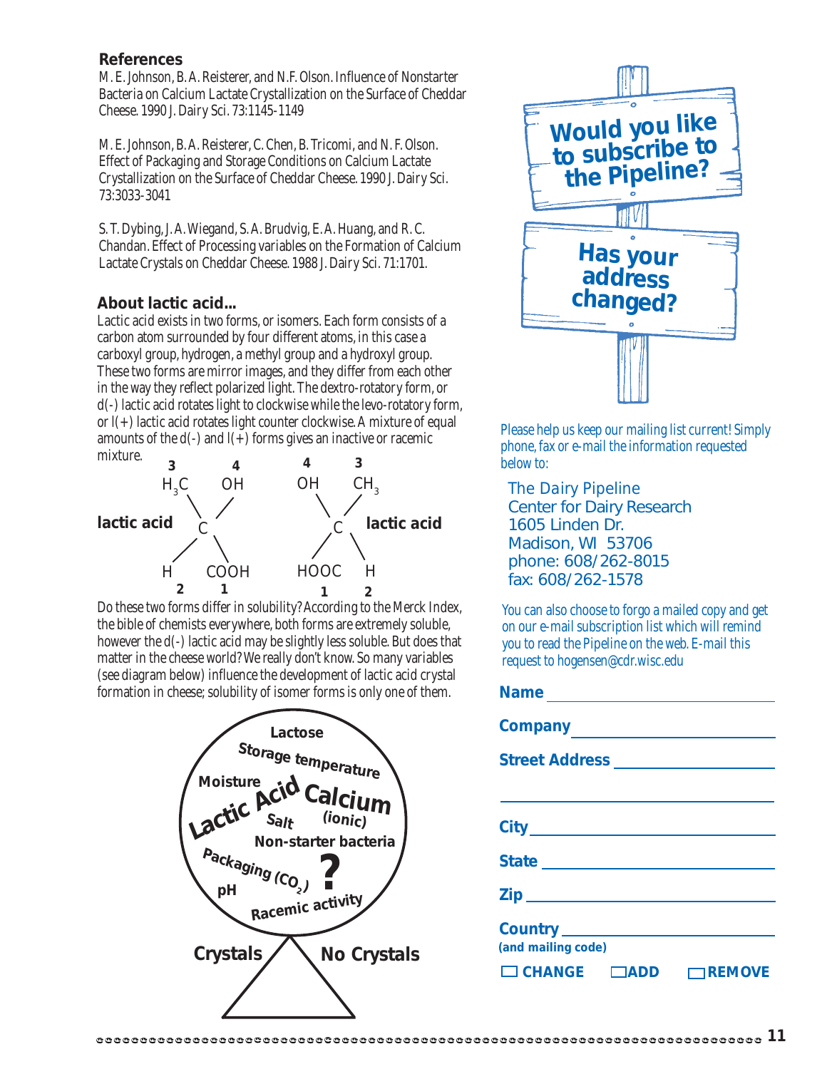### References

M. E. Johnson, B. A. Reisterer, and N.F. Olson. Influence of Nonstarter Bacteria on Calcium Lactate Crystallization on the Surface of Cheddar Cheese. 1990 J. Dairy Sci. 73:1145-1149

M. E. Johnson, B. A. Reisterer, C. Chen, B. Tricomi, and N. F. Olson. Effect of Packaging and Storage Conditions on Calcium Lactate Crystallization on the Surface of Cheddar Cheese. 1990 J. Dairy Sci. 73:3033-3041

S. T. Dybing, J. A. Wiegand, S. A. Brudvig, E. A. Huang, and R. C. Chandan. Effect of Processing variables on the Formation of Calcium Lactate Crystals on Cheddar Cheese. 1988 J. Dairy Sci. 71:1701.

### About lactic acid...

Lactic acid exists in two forms, or isomers. Each form consists of a carbon atom surrounded by four different atoms, in this case a carboxyl group, hydrogen, a methyl group and a hydroxyl group. These two forms are mirror images, and they differ from each other in the way they reflect polarized light. The dextro-rotatory form, or d(-) lactic acid rotates light to clockwise while the levo-rotatory form, or l(+) lactic acid rotates light counter clockwise. A mixture of equal amounts of the d(-) and l(+) forms gives an inactive or racemic mixture.

lactic acid: C bonded to (3) $H_3C$, (4) OH, (2) H, (1) COOH

lactic acid: C bonded to (4) OH, (3) $CH_3$, (1) HOOC, (2) H

Do these two forms differ in solubility? According to the Merck Index, the bible of chemists everywhere, both forms are extremely soluble, however the d(-) lactic acid may be slightly less soluble. But does that matter in the cheese world? We really don't know. So many variables (see diagram below) influence the development of lactic acid crystal formation in cheese; solubility of isomer forms is only one of them.

Lactose, Storage temperature, Moisture, Lactic Acid, Calcium (ionic), Salt, Non-starter bacteria, Packaging ($CO_2$), pH, Racemic activity, ?

Crystals / No Crystals

**Would you like to subscribe to the Pipeline?**

**Has your address changed?**

Please help us keep our mailing list current! Simply phone, fax or e-mail the information requested below to:

The Dairy Pipeline
Center for Dairy Research
1605 Linden Dr.
Madison, WI 53706
phone: 608/262-8015
fax: 608/262-1578

You can also choose to forgo a mailed copy and get on our e-mail subscription list which will remind you to read the Pipeline on the web. E-mail this request to hogensen@cdr.wisc.edu

**Name** ______________________

**Company** ______________________

**Street Address** ______________________

______________________

**City** ______________________

**State** ______________________

**Zip** ______________________

**Country** ______________________
**(and mailing code)**

☐ **CHANGE** ☐ **ADD** ☐ **REMOVE**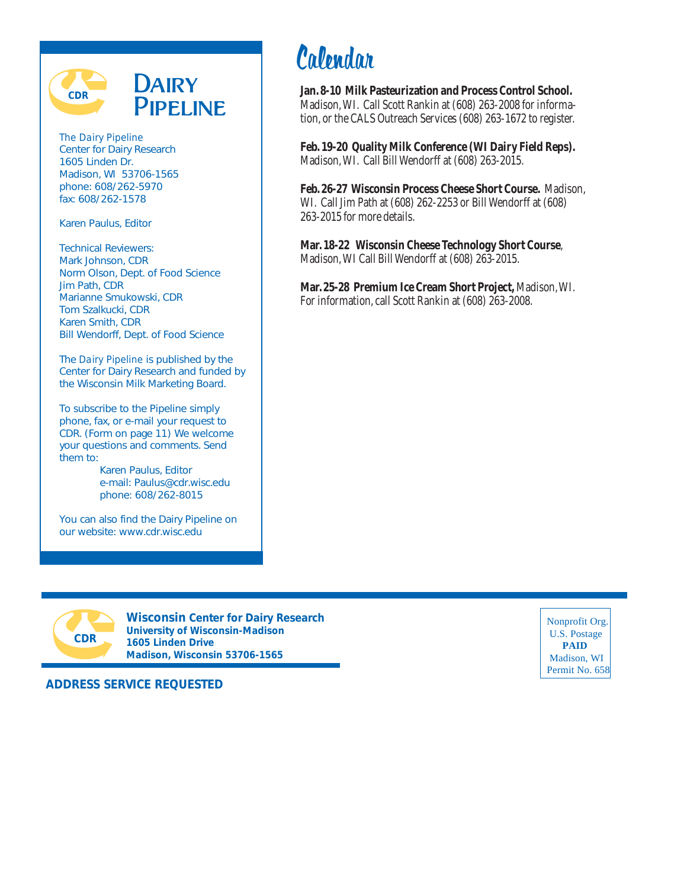# Dairy Pipeline

The *Dairy Pipeline*
Center for Dairy Research
1605 Linden Dr.
Madison, WI 53706-1565
phone: 608/262-5970
fax: 608/262-1578

Karen Paulus, Editor

Technical Reviewers:
Mark Johnson, CDR
Norm Olson, Dept. of Food Science
Jim Path, CDR
Marianne Smukowski, CDR
Tom Szalkucki, CDR
Karen Smith, CDR
Bill Wendorff, Dept. of Food Science

The *Dairy Pipeline* is published by the Center for Dairy Research and funded by the Wisconsin Milk Marketing Board.

To subscribe to the Pipeline simply phone, fax, or e-mail your request to CDR. (Form on page 11) We welcome your questions and comments. Send them to:

Karen Paulus, Editor
e-mail: Paulus@cdr.wisc.edu
phone: 608/262-8015

You can also find the Dairy Pipeline on our website: www.cdr.wisc.edu

# Calendar

**Jan. 8-10 Milk Pasteurization and Process Control School.** Madison, WI. Call Scott Rankin at (608) 263-2008 for information, or the CALS Outreach Services (608) 263-1672 to register.

**Feb. 19-20 Quality Milk Conference (WI Dairy Field Reps).** Madison, WI. Call Bill Wendorff at (608) 263-2015.

**Feb. 26-27 Wisconsin Process Cheese Short Course.** Madison, WI. Call Jim Path at (608) 262-2253 or Bill Wendorff at (608) 263-2015 for more details.

**Mar. 18-22 Wisconsin Cheese Technology Short Course**, Madison, WI Call Bill Wendorff at (608) 263-2015.

**Mar. 25-28 Premium Ice Cream Short Project,** Madison, WI. For information, call Scott Rankin at (608) 263-2008.

**Wisconsin Center for Dairy Research**
**University of Wisconsin-Madison**
**1605 Linden Drive**
**Madison, Wisconsin 53706-1565**

**ADDRESS SERVICE REQUESTED**

Nonprofit Org.
U.S. Postage
**PAID**
Madison, WI
Permit No. 658